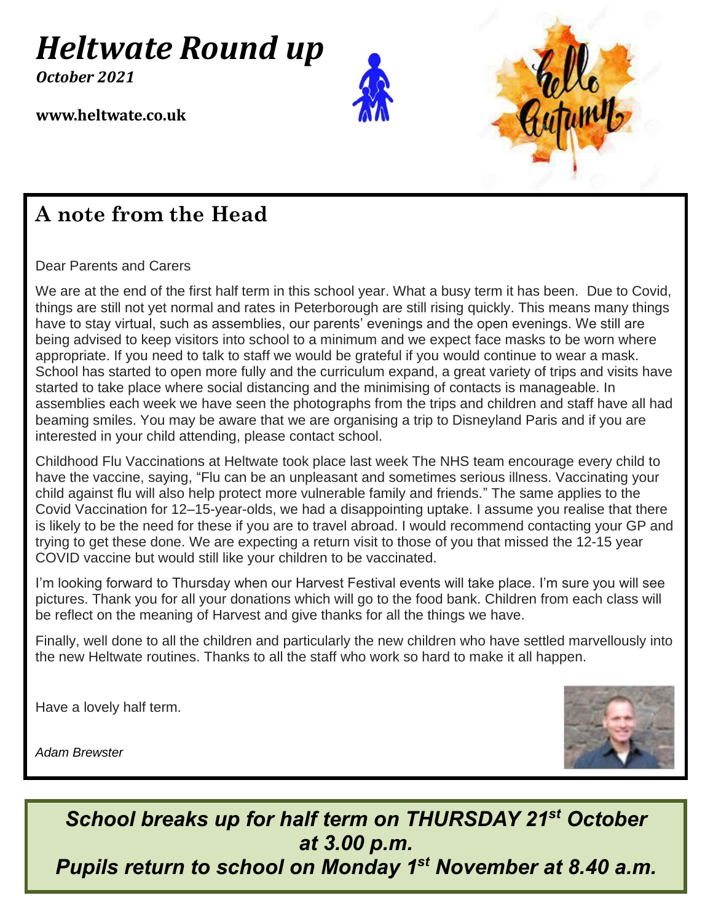# *Heltwate Round up*

***October 2021***

**www.heltwate.co.uk**

## A note from the Head

Dear Parents and Carers

We are at the end of the first half term in this school year. What a busy term it has been. Due to Covid, things are still not yet normal and rates in Peterborough are still rising quickly. This means many things have to stay virtual, such as assemblies, our parents' evenings and the open evenings. We still are being advised to keep visitors into school to a minimum and we expect face masks to be worn where appropriate. If you need to talk to staff we would be grateful if you would continue to wear a mask. School has started to open more fully and the curriculum expand, a great variety of trips and visits have started to take place where social distancing and the minimising of contacts is manageable. In assemblies each week we have seen the photographs from the trips and children and staff have all had beaming smiles. You may be aware that we are organising a trip to Disneyland Paris and if you are interested in your child attending, please contact school.

Childhood Flu Vaccinations at Heltwate took place last week The NHS team encourage every child to have the vaccine, saying, "Flu can be an unpleasant and sometimes serious illness. Vaccinating your child against flu will also help protect more vulnerable family and friends." The same applies to the Covid Vaccination for 12–15-year-olds, we had a disappointing uptake. I assume you realise that there is likely to be the need for these if you are to travel abroad. I would recommend contacting your GP and trying to get these done. We are expecting a return visit to those of you that missed the 12-15 year COVID vaccine but would still like your children to be vaccinated.

I'm looking forward to Thursday when our Harvest Festival events will take place. I'm sure you will see pictures. Thank you for all your donations which will go to the food bank. Children from each class will be reflect on the meaning of Harvest and give thanks for all the things we have.

Finally, well done to all the children and particularly the new children who have settled marvellously into the new Heltwate routines. Thanks to all the staff who work so hard to make it all happen.

Have a lovely half term.

*Adam Brewster*

***School breaks up for half term on THURSDAY 21st October at 3.00 p.m.***
***Pupils return to school on Monday 1st November at 8.40 a.m.***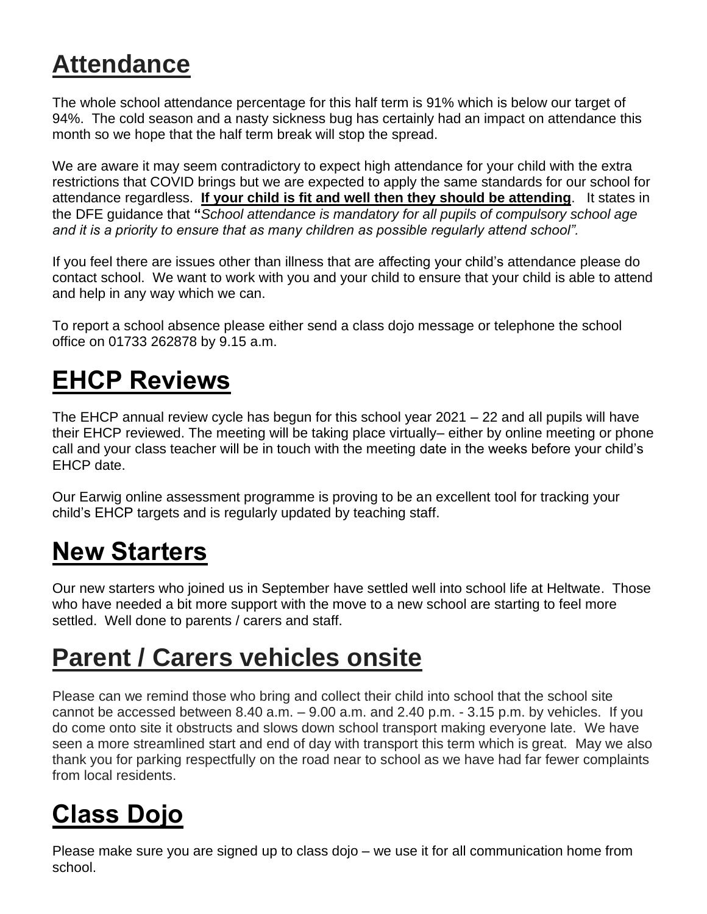# Attendance

The whole school attendance percentage for this half term is 91% which is below our target of 94%. The cold season and a nasty sickness bug has certainly had an impact on attendance this month so we hope that the half term break will stop the spread.

We are aware it may seem contradictory to expect high attendance for your child with the extra restrictions that COVID brings but we are expected to apply the same standards for our school for attendance regardless. **If your child is fit and well then they should be attending**. It states in the DFE guidance that **"***School attendance is mandatory for all pupils of compulsory school age and it is a priority to ensure that as many children as possible regularly attend school".*

If you feel there are issues other than illness that are affecting your child's attendance please do contact school. We want to work with you and your child to ensure that your child is able to attend and help in any way which we can.

To report a school absence please either send a class dojo message or telephone the school office on 01733 262878 by 9.15 a.m.

# EHCP Reviews

The EHCP annual review cycle has begun for this school year 2021 – 22 and all pupils will have their EHCP reviewed. The meeting will be taking place virtually– either by online meeting or phone call and your class teacher will be in touch with the meeting date in the weeks before your child's EHCP date.

Our Earwig online assessment programme is proving to be an excellent tool for tracking your child's EHCP targets and is regularly updated by teaching staff.

# New Starters

Our new starters who joined us in September have settled well into school life at Heltwate. Those who have needed a bit more support with the move to a new school are starting to feel more settled. Well done to parents / carers and staff.

# Parent / Carers vehicles onsite

Please can we remind those who bring and collect their child into school that the school site cannot be accessed between 8.40 a.m. – 9.00 a.m. and 2.40 p.m. - 3.15 p.m. by vehicles. If you do come onto site it obstructs and slows down school transport making everyone late. We have seen a more streamlined start and end of day with transport this term which is great. May we also thank you for parking respectfully on the road near to school as we have had far fewer complaints from local residents.

# Class Dojo

Please make sure you are signed up to class dojo – we use it for all communication home from school.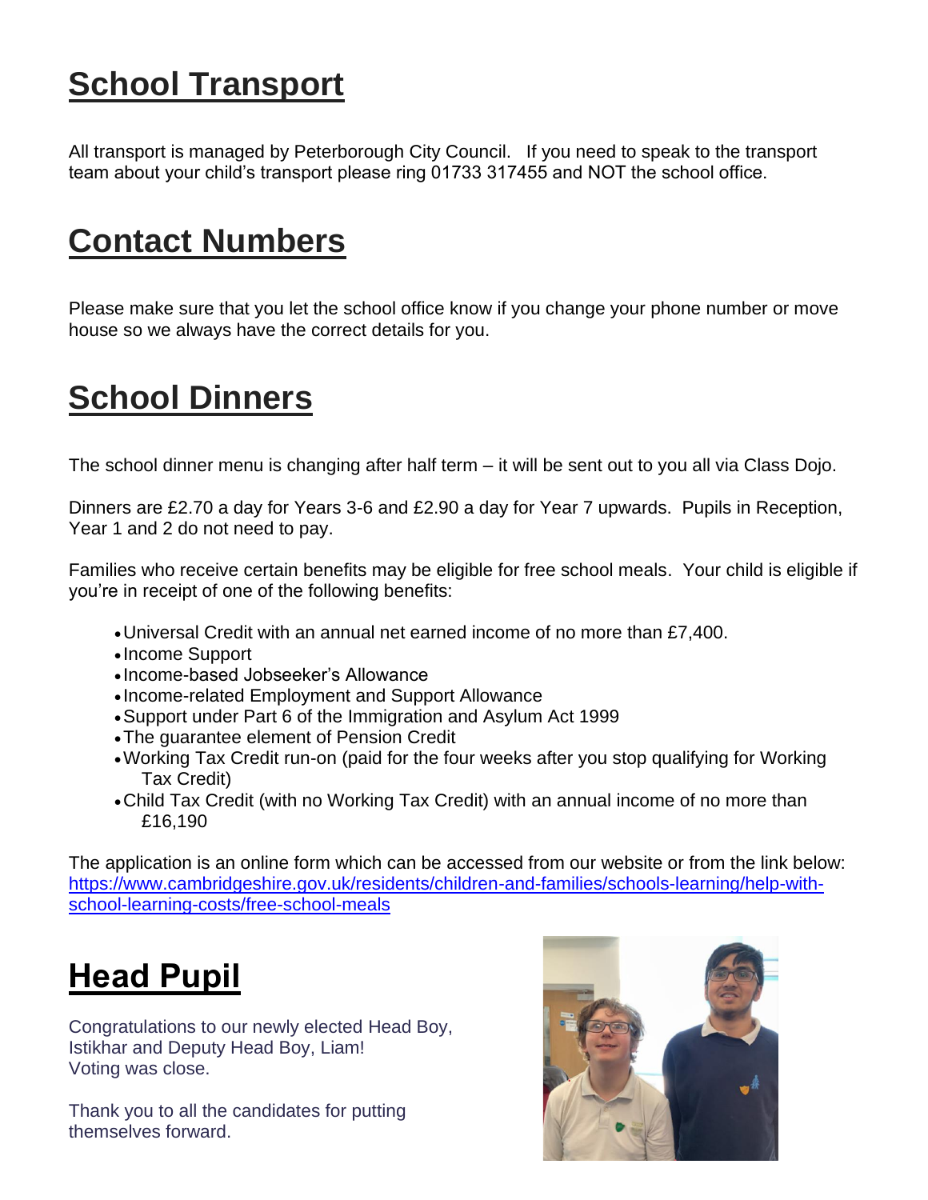# School Transport

All transport is managed by Peterborough City Council. If you need to speak to the transport team about your child's transport please ring 01733 317455 and NOT the school office.

# Contact Numbers

Please make sure that you let the school office know if you change your phone number or move house so we always have the correct details for you.

# School Dinners

The school dinner menu is changing after half term – it will be sent out to you all via Class Dojo.

Dinners are £2.70 a day for Years 3-6 and £2.90 a day for Year 7 upwards. Pupils in Reception, Year 1 and 2 do not need to pay.

Families who receive certain benefits may be eligible for free school meals. Your child is eligible if you're in receipt of one of the following benefits:

- Universal Credit with an annual net earned income of no more than £7,400.
- Income Support
- Income-based Jobseeker's Allowance
- Income-related Employment and Support Allowance
- Support under Part 6 of the Immigration and Asylum Act 1999
- The guarantee element of Pension Credit
- Working Tax Credit run-on (paid for the four weeks after you stop qualifying for Working Tax Credit)
- Child Tax Credit (with no Working Tax Credit) with an annual income of no more than £16,190

The application is an online form which can be accessed from our website or from the link below: [https://www.cambridgeshire.gov.uk/residents/children-and-families/schools-learning/help-with-school-learning-costs/free-school-meals](https://www.cambridgeshire.gov.uk/residents/children-and-families/schools-learning/help-with-school-learning-costs/free-school-meals)

# Head Pupil

Congratulations to our newly elected Head Boy, Istikhar and Deputy Head Boy, Liam!
Voting was close.

Thank you to all the candidates for putting themselves forward.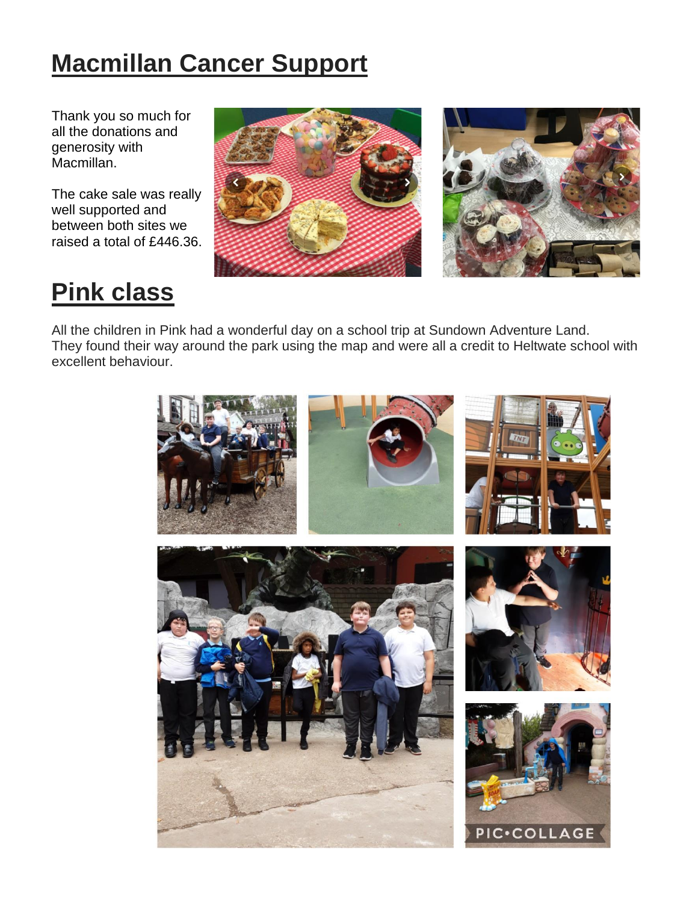# Macmillan Cancer Support

Thank you so much for all the donations and generosity with Macmillan.

The cake sale was really well supported and between both sites we raised a total of £446.36.

# Pink class

All the children in Pink had a wonderful day on a school trip at Sundown Adventure Land. They found their way around the park using the map and were all a credit to Heltwate school with excellent behaviour.